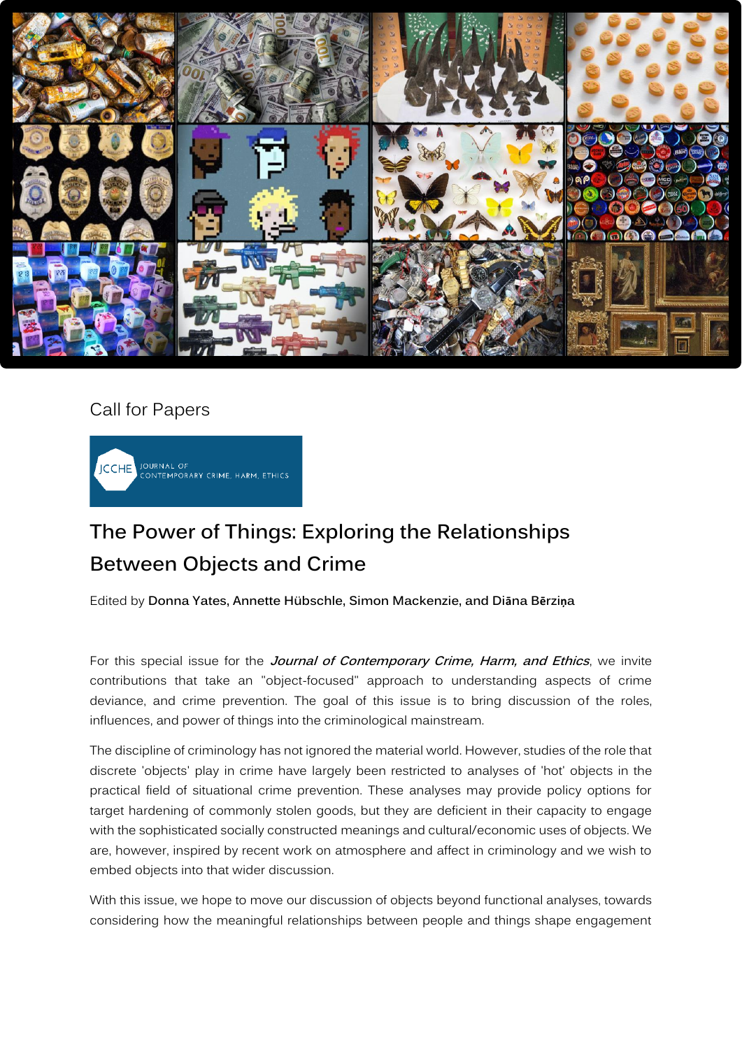Call for Papers

JCCHE JOURNAL OF CONTEMPORARY CRIME, HARM, ETHICS

# The Power of Things: Exploring the Relationships Between Objects and Crime

Edited by **Donna Yates, Annette Hübschle, Simon Mackenzie, and Diāna Bērziņa**

For this special issue for the ***Journal of Contemporary Crime, Harm, and Ethics***, we invite contributions that take an "object-focused" approach to understanding aspects of crime deviance, and crime prevention. The goal of this issue is to bring discussion of the roles, influences, and power of things into the criminological mainstream.

The discipline of criminology has not ignored the material world. However, studies of the role that discrete 'objects' play in crime have largely been restricted to analyses of 'hot' objects in the practical field of situational crime prevention. These analyses may provide policy options for target hardening of commonly stolen goods, but they are deficient in their capacity to engage with the sophisticated socially constructed meanings and cultural/economic uses of objects. We are, however, inspired by recent work on atmosphere and affect in criminology and we wish to embed objects into that wider discussion.

With this issue, we hope to move our discussion of objects beyond functional analyses, towards considering how the meaningful relationships between people and things shape engagement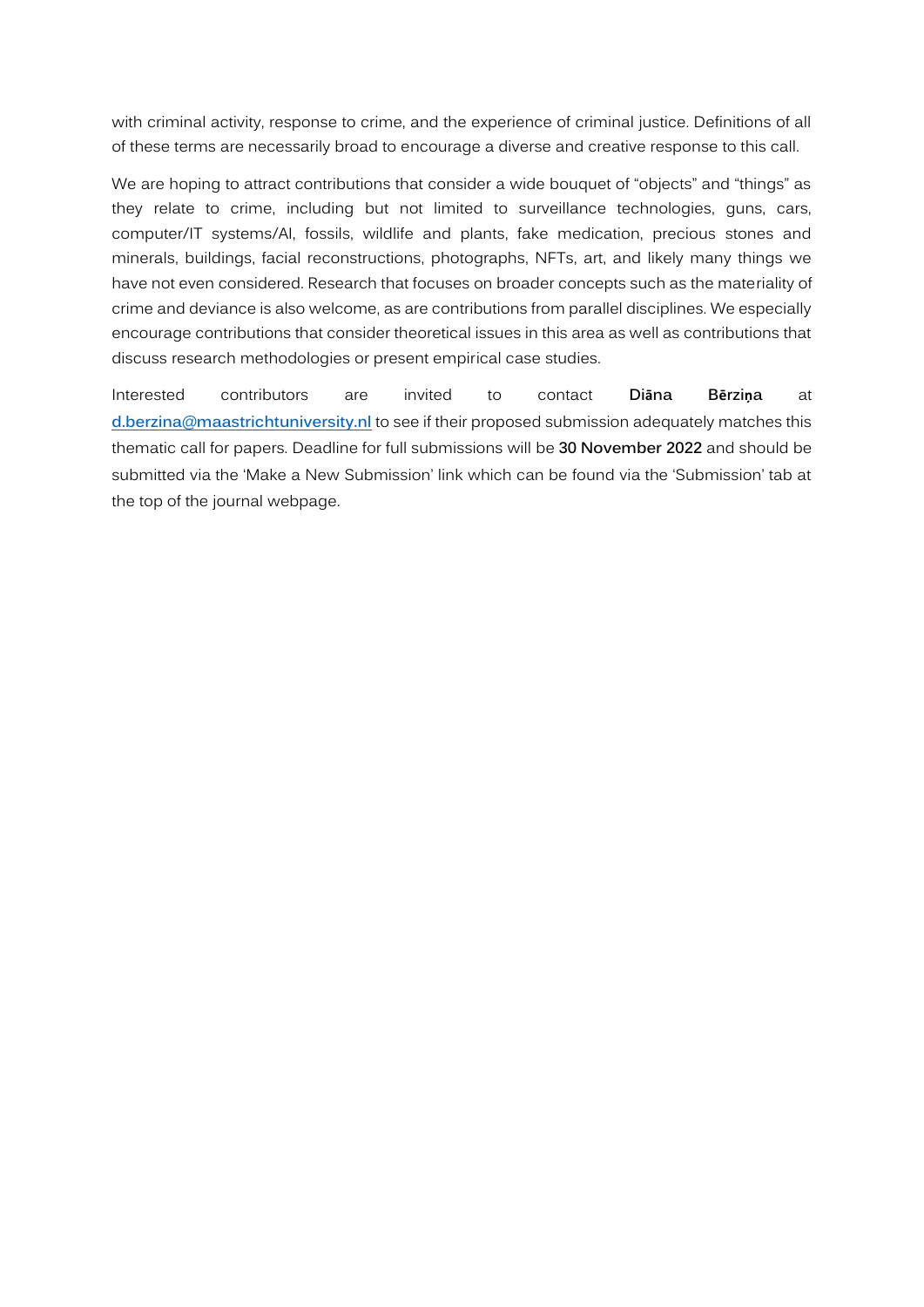with criminal activity, response to crime, and the experience of criminal justice. Definitions of all of these terms are necessarily broad to encourage a diverse and creative response to this call.

We are hoping to attract contributions that consider a wide bouquet of "objects" and "things" as they relate to crime, including but not limited to surveillance technologies, guns, cars, computer/IT systems/AI, fossils, wildlife and plants, fake medication, precious stones and minerals, buildings, facial reconstructions, photographs, NFTs, art, and likely many things we have not even considered. Research that focuses on broader concepts such as the materiality of crime and deviance is also welcome, as are contributions from parallel disciplines. We especially encourage contributions that consider theoretical issues in this area as well as contributions that discuss research methodologies or present empirical case studies.

Interested contributors are invited to contact **Diāna Bērziņa** at [d.berzina@maastrichtuniversity.nl](mailto:d.berzina@maastrichtuniversity.nl) to see if their proposed submission adequately matches this thematic call for papers. Deadline for full submissions will be **30 November 2022** and should be submitted via the 'Make a New Submission' link which can be found via the 'Submission' tab at the top of the journal webpage.